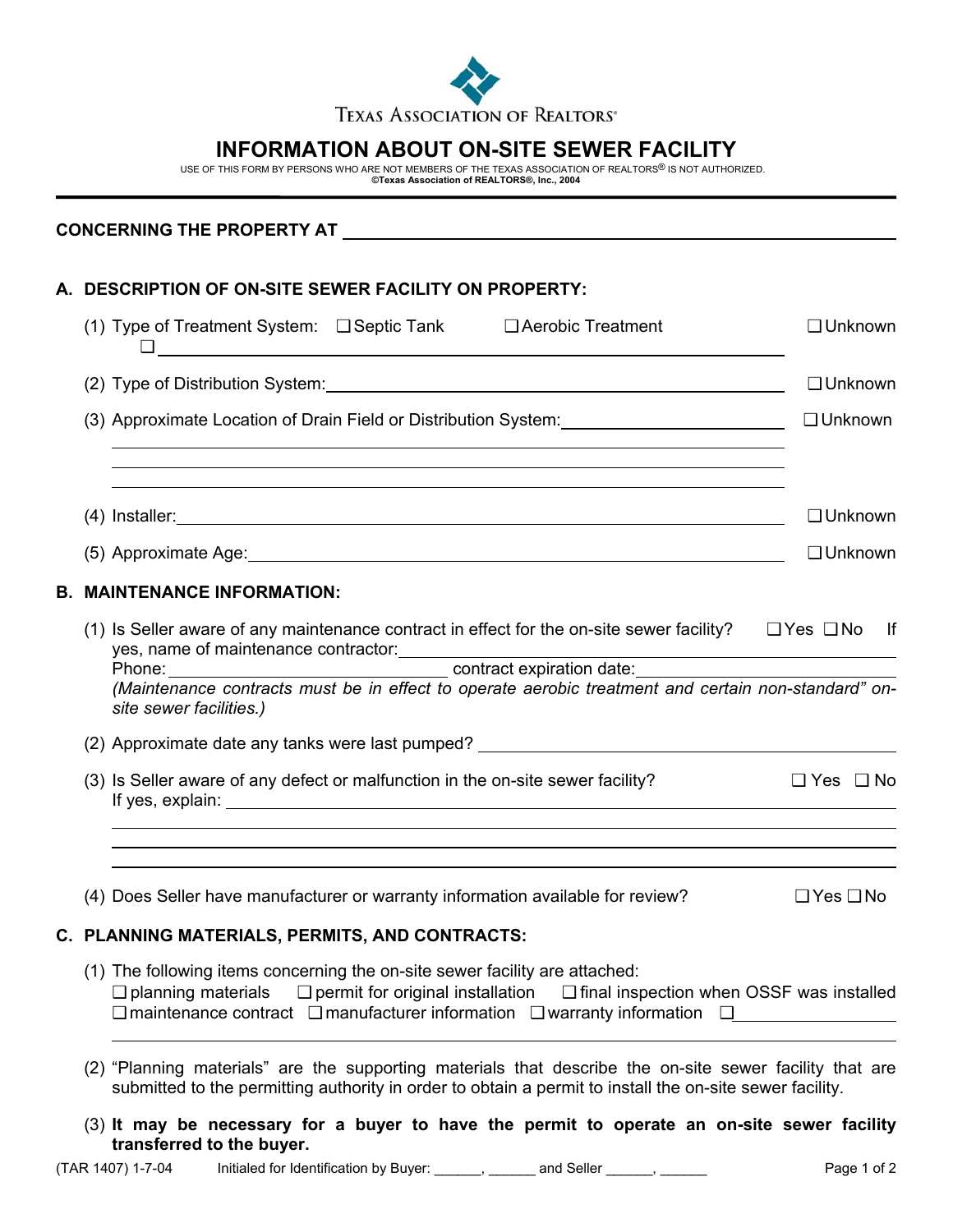Texas Association of Realtors®

# INFORMATION ABOUT ON-SITE SEWER FACILITY

USE OF THIS FORM BY PERSONS WHO ARE NOT MEMBERS OF THE TEXAS ASSOCIATION OF REALTORS® IS NOT AUTHORIZED.
**©Texas Association of REALTORS®, Inc., 2004**

**CONCERNING THE PROPERTY AT** ______________________________________________

## A. DESCRIPTION OF ON-SITE SEWER FACILITY ON PROPERTY:

(1) Type of Treatment System: ❑ Septic Tank ❑ Aerobic Treatment ❑ Unknown
❑ ______________________________________________

(2) Type of Distribution System: ______________________________________________ ❑ Unknown

(3) Approximate Location of Drain Field or Distribution System: ______________________ ❑ Unknown
______________________________________________
______________________________________________
______________________________________________

(4) Installer: ______________________________________________ ❑ Unknown

(5) Approximate Age: ______________________________________________ ❑ Unknown

## B. MAINTENANCE INFORMATION:

(1) Is Seller aware of any maintenance contract in effect for the on-site sewer facility? ❑ Yes ❑ No If yes, name of maintenance contractor: ______________________________________________
Phone: ______________________ contract expiration date: ______________________
*(Maintenance contracts must be in effect to operate aerobic treatment and certain non-standard" on-site sewer facilities.)*

(2) Approximate date any tanks were last pumped? ______________________________________________

(3) Is Seller aware of any defect or malfunction in the on-site sewer facility? ❑ Yes ❑ No
If yes, explain: ______________________________________________
______________________________________________
______________________________________________
______________________________________________

(4) Does Seller have manufacturer or warranty information available for review? ❑ Yes ❑ No

## C. PLANNING MATERIALS, PERMITS, AND CONTRACTS:

(1) The following items concerning the on-site sewer facility are attached:
❑ planning materials ❑ permit for original installation ❑ final inspection when OSSF was installed
❑ maintenance contract ❑ manufacturer information ❑ warranty information ❑ ______________________
______________________________________________

(2) "Planning materials" are the supporting materials that describe the on-site sewer facility that are submitted to the permitting authority in order to obtain a permit to install the on-site sewer facility.

(3) **It may be necessary for a buyer to have the permit to operate an on-site sewer facility transferred to the buyer.**

(TAR 1407) 1-7-04 Initialed for Identification by Buyer: ______, ______ and Seller ______, ______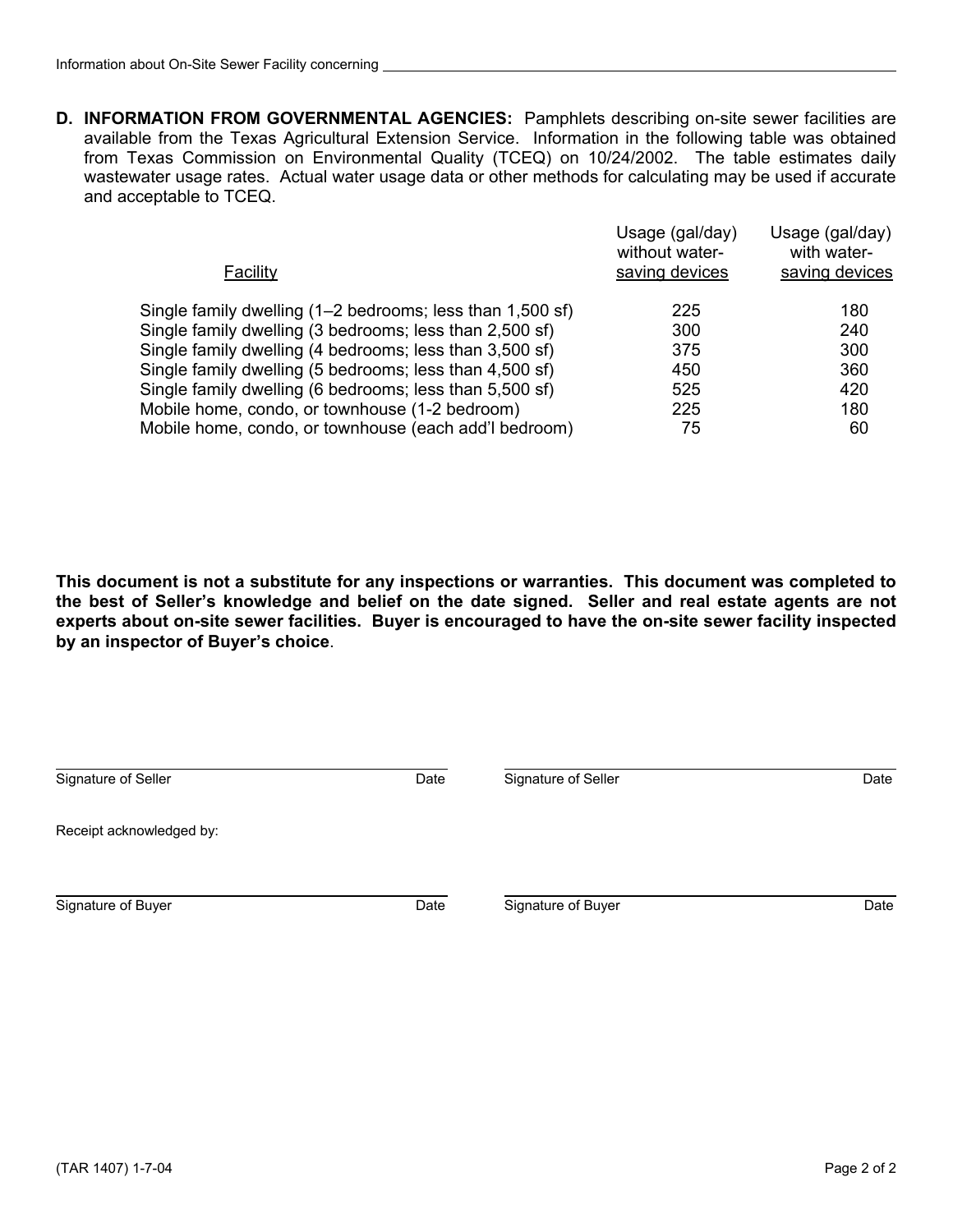Information about On-Site Sewer Facility concerning ______________________________

**D. INFORMATION FROM GOVERNMENTAL AGENCIES:** Pamphlets describing on-site sewer facilities are available from the Texas Agricultural Extension Service. Information in the following table was obtained from Texas Commission on Environmental Quality (TCEQ) on 10/24/2002. The table estimates daily wastewater usage rates. Actual water usage data or other methods for calculating may be used if accurate and acceptable to TCEQ.

| Facility | Usage (gal/day) without water-saving devices | Usage (gal/day) with water-saving devices |
|---|---|---|
| Single family dwelling (1–2 bedrooms; less than 1,500 sf) | 225 | 180 |
| Single family dwelling (3 bedrooms; less than 2,500 sf) | 300 | 240 |
| Single family dwelling (4 bedrooms; less than 3,500 sf) | 375 | 300 |
| Single family dwelling (5 bedrooms; less than 4,500 sf) | 450 | 360 |
| Single family dwelling (6 bedrooms; less than 5,500 sf) | 525 | 420 |
| Mobile home, condo, or townhouse (1-2 bedroom) | 225 | 180 |
| Mobile home, condo, or townhouse (each add'l bedroom) | 75 | 60 |

**This document is not a substitute for any inspections or warranties. This document was completed to the best of Seller's knowledge and belief on the date signed. Seller and real estate agents are not experts about on-site sewer facilities. Buyer is encouraged to have the on-site sewer facility inspected by an inspector of Buyer's choice**.

______________________________ ______________________________

Signature of Seller Date Signature of Seller Date

Receipt acknowledged by:

______________________________ ______________________________

Signature of Buyer Date Signature of Buyer Date

(TAR 1407) 1-7-04